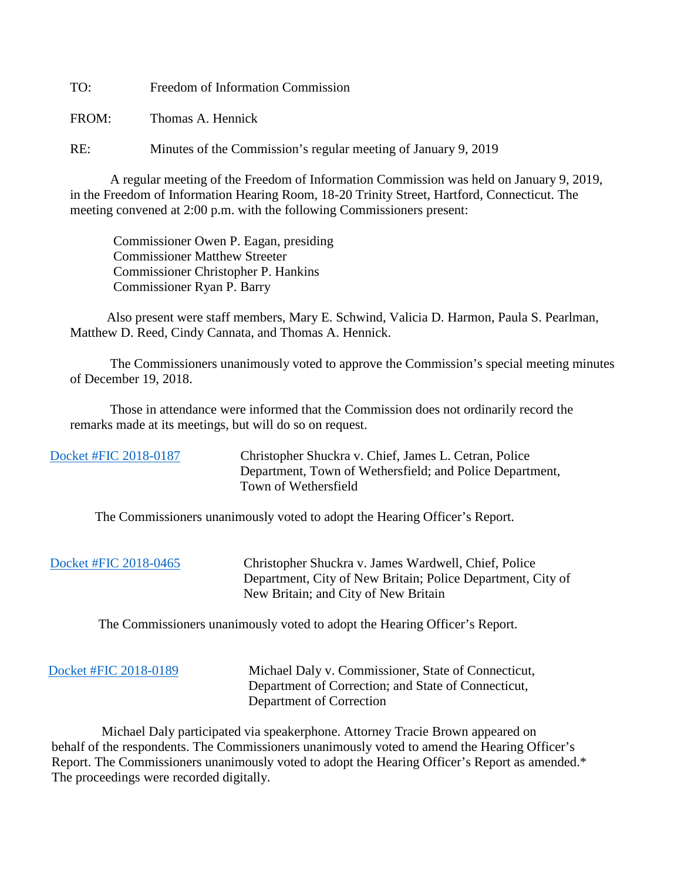TO: Freedom of Information Commission

FROM: Thomas A. Hennick

RE: Minutes of the Commission's regular meeting of January 9, 2019

A regular meeting of the Freedom of Information Commission was held on January 9, 2019, in the Freedom of Information Hearing Room, 18-20 Trinity Street, Hartford, Connecticut. The meeting convened at 2:00 p.m. with the following Commissioners present:

Commissioner Owen P. Eagan, presiding
Commissioner Matthew Streeter
Commissioner Christopher P. Hankins
Commissioner Ryan P. Barry

Also present were staff members, Mary E. Schwind, Valicia D. Harmon, Paula S. Pearlman, Matthew D. Reed, Cindy Cannata, and Thomas A. Hennick.

The Commissioners unanimously voted to approve the Commission's special meeting minutes of December 19, 2018.

Those in attendance were informed that the Commission does not ordinarily record the remarks made at its meetings, but will do so on request.

Docket #FIC 2018-0187 — Christopher Shuckra v. Chief, James L. Cetran, Police Department, Town of Wethersfield; and Police Department, Town of Wethersfield

The Commissioners unanimously voted to adopt the Hearing Officer's Report.

Docket #FIC 2018-0465 — Christopher Shuckra v. James Wardwell, Chief, Police Department, City of New Britain; Police Department, City of New Britain; and City of New Britain

The Commissioners unanimously voted to adopt the Hearing Officer's Report.

Docket #FIC 2018-0189 — Michael Daly v. Commissioner, State of Connecticut, Department of Correction; and State of Connecticut, Department of Correction

Michael Daly participated via speakerphone. Attorney Tracie Brown appeared on behalf of the respondents. The Commissioners unanimously voted to amend the Hearing Officer's Report. The Commissioners unanimously voted to adopt the Hearing Officer's Report as amended.* The proceedings were recorded digitally.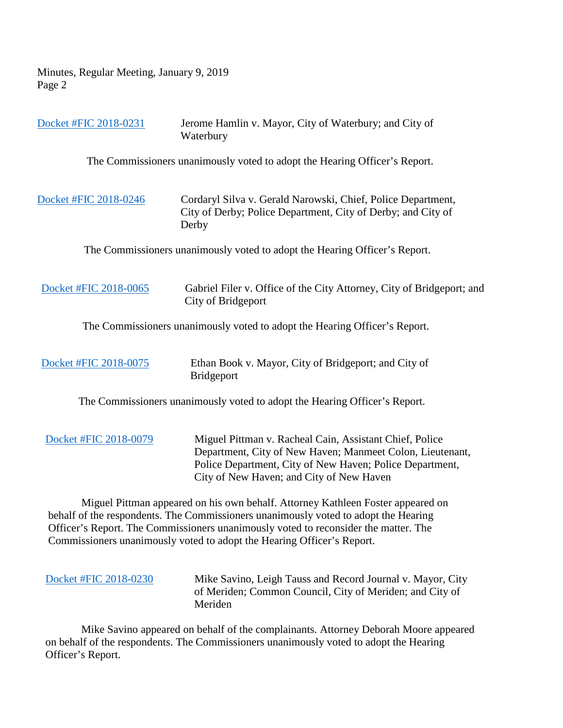Docket #FIC 2018-0231 Jerome Hamlin v. Mayor, City of Waterbury; and City of Waterbury

The Commissioners unanimously voted to adopt the Hearing Officer's Report.

Docket #FIC 2018-0246 Cordaryl Silva v. Gerald Narowski, Chief, Police Department, City of Derby; Police Department, City of Derby; and City of Derby

The Commissioners unanimously voted to adopt the Hearing Officer's Report.

Docket #FIC 2018-0065 Gabriel Filer v. Office of the City Attorney, City of Bridgeport; and City of Bridgeport

The Commissioners unanimously voted to adopt the Hearing Officer's Report.

Docket #FIC 2018-0075 Ethan Book v. Mayor, City of Bridgeport; and City of Bridgeport

The Commissioners unanimously voted to adopt the Hearing Officer's Report.

Docket #FIC 2018-0079 Miguel Pittman v. Racheal Cain, Assistant Chief, Police Department, City of New Haven; Manmeet Colon, Lieutenant, Police Department, City of New Haven; Police Department, City of New Haven; and City of New Haven

Miguel Pittman appeared on his own behalf. Attorney Kathleen Foster appeared on behalf of the respondents. The Commissioners unanimously voted to adopt the Hearing Officer's Report. The Commissioners unanimously voted to reconsider the matter. The Commissioners unanimously voted to adopt the Hearing Officer's Report.

Docket #FIC 2018-0230 Mike Savino, Leigh Tauss and Record Journal v. Mayor, City of Meriden; Common Council, City of Meriden; and City of Meriden

Mike Savino appeared on behalf of the complainants. Attorney Deborah Moore appeared on behalf of the respondents. The Commissioners unanimously voted to adopt the Hearing Officer's Report.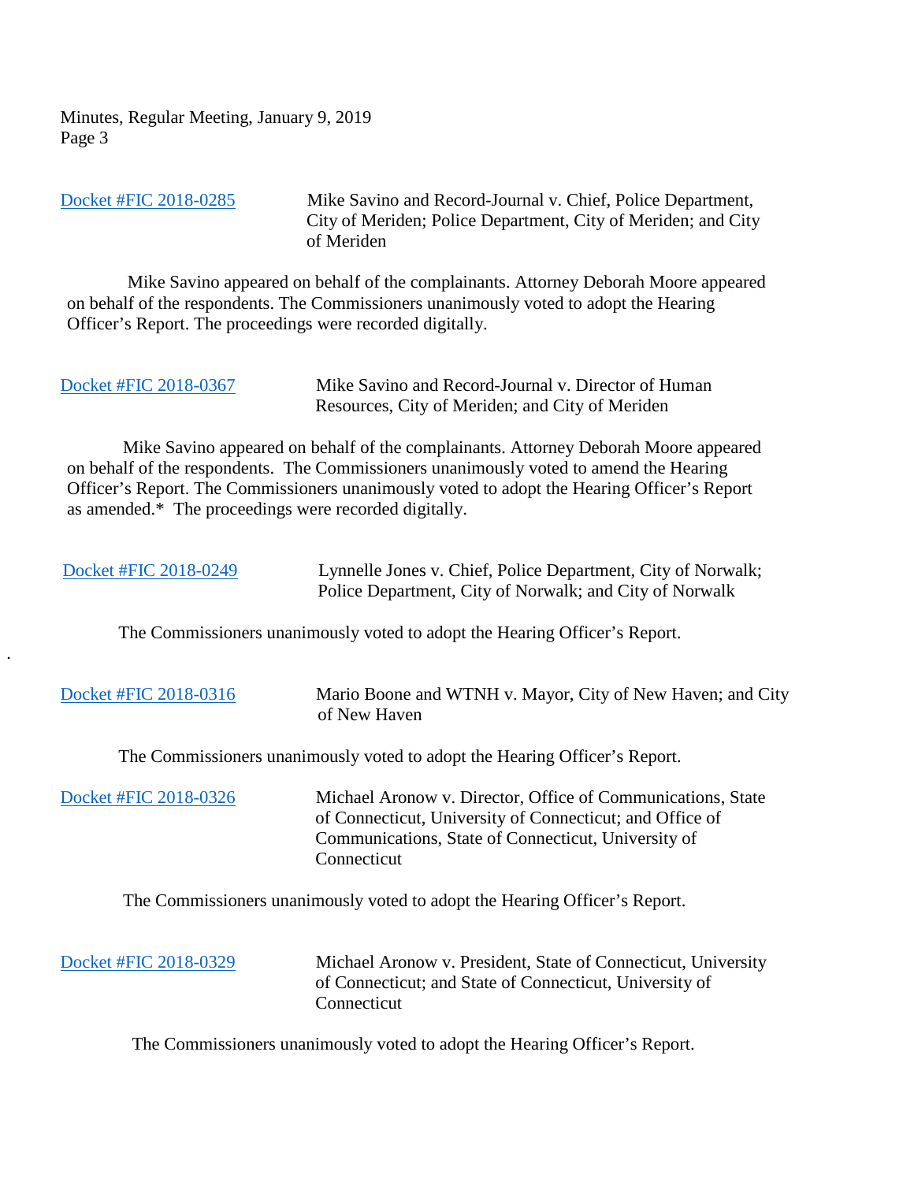[Docket #FIC 2018-0285] Mike Savino and Record-Journal v. Chief, Police Department, City of Meriden; Police Department, City of Meriden; and City of Meriden

Mike Savino appeared on behalf of the complainants. Attorney Deborah Moore appeared on behalf of the respondents. The Commissioners unanimously voted to adopt the Hearing Officer's Report. The proceedings were recorded digitally.

[Docket #FIC 2018-0367] Mike Savino and Record-Journal v. Director of Human Resources, City of Meriden; and City of Meriden

Mike Savino appeared on behalf of the complainants. Attorney Deborah Moore appeared on behalf of the respondents. The Commissioners unanimously voted to amend the Hearing Officer's Report. The Commissioners unanimously voted to adopt the Hearing Officer's Report as amended.* The proceedings were recorded digitally.

[Docket #FIC 2018-0249] Lynnelle Jones v. Chief, Police Department, City of Norwalk; Police Department, City of Norwalk; and City of Norwalk

The Commissioners unanimously voted to adopt the Hearing Officer's Report.

[Docket #FIC 2018-0316] Mario Boone and WTNH v. Mayor, City of New Haven; and City of New Haven

The Commissioners unanimously voted to adopt the Hearing Officer's Report.

[Docket #FIC 2018-0326] Michael Aronow v. Director, Office of Communications, State of Connecticut, University of Connecticut; and Office of Communications, State of Connecticut, University of Connecticut

The Commissioners unanimously voted to adopt the Hearing Officer's Report.

[Docket #FIC 2018-0329] Michael Aronow v. President, State of Connecticut, University of Connecticut; and State of Connecticut, University of Connecticut

The Commissioners unanimously voted to adopt the Hearing Officer's Report.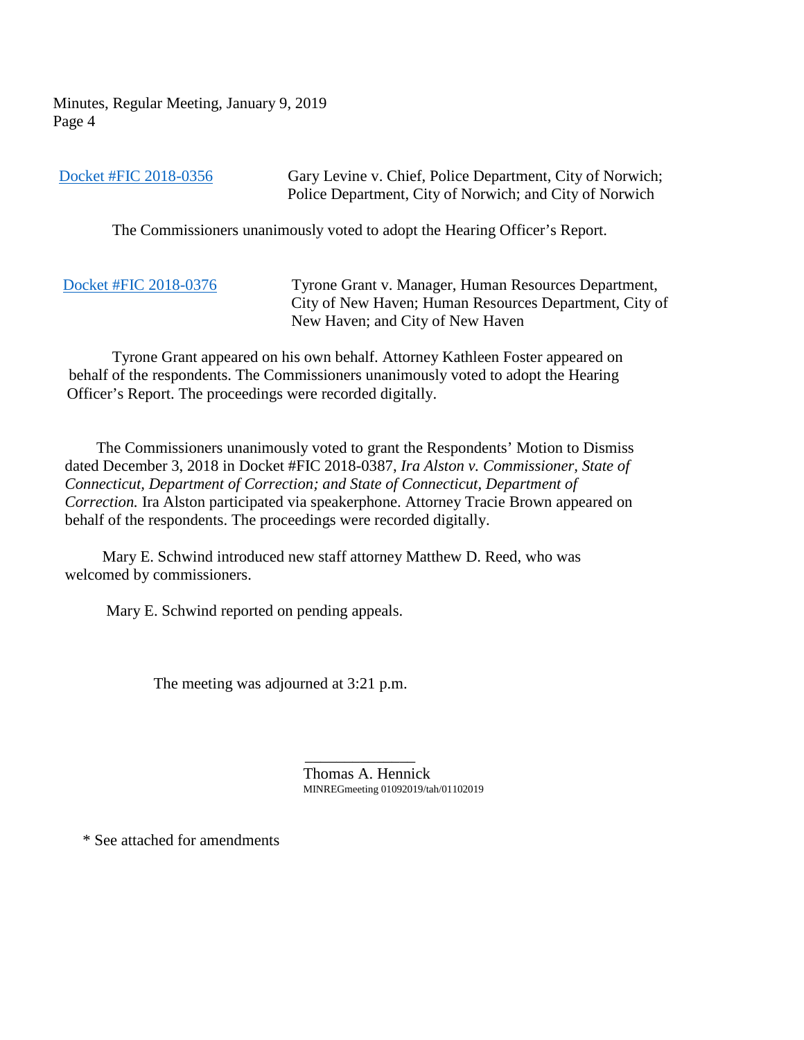[Docket #FIC 2018-0356](#) Gary Levine v. Chief, Police Department, City of Norwich; Police Department, City of Norwich; and City of Norwich

The Commissioners unanimously voted to adopt the Hearing Officer's Report.

[Docket #FIC 2018-0376](#) Tyrone Grant v. Manager, Human Resources Department, City of New Haven; Human Resources Department, City of New Haven; and City of New Haven

Tyrone Grant appeared on his own behalf. Attorney Kathleen Foster appeared on behalf of the respondents. The Commissioners unanimously voted to adopt the Hearing Officer's Report. The proceedings were recorded digitally.

The Commissioners unanimously voted to grant the Respondents' Motion to Dismiss dated December 3, 2018 in Docket #FIC 2018-0387, *Ira Alston v. Commissioner, State of Connecticut, Department of Correction; and State of Connecticut, Department of Correction.* Ira Alston participated via speakerphone. Attorney Tracie Brown appeared on behalf of the respondents. The proceedings were recorded digitally.

Mary E. Schwind introduced new staff attorney Matthew D. Reed, who was welcomed by commissioners.

Mary E. Schwind reported on pending appeals.

The meeting was adjourned at 3:21 p.m.

______________
Thomas A. Hennick
MINREGmeeting 01092019/tah/01102019

* See attached for amendments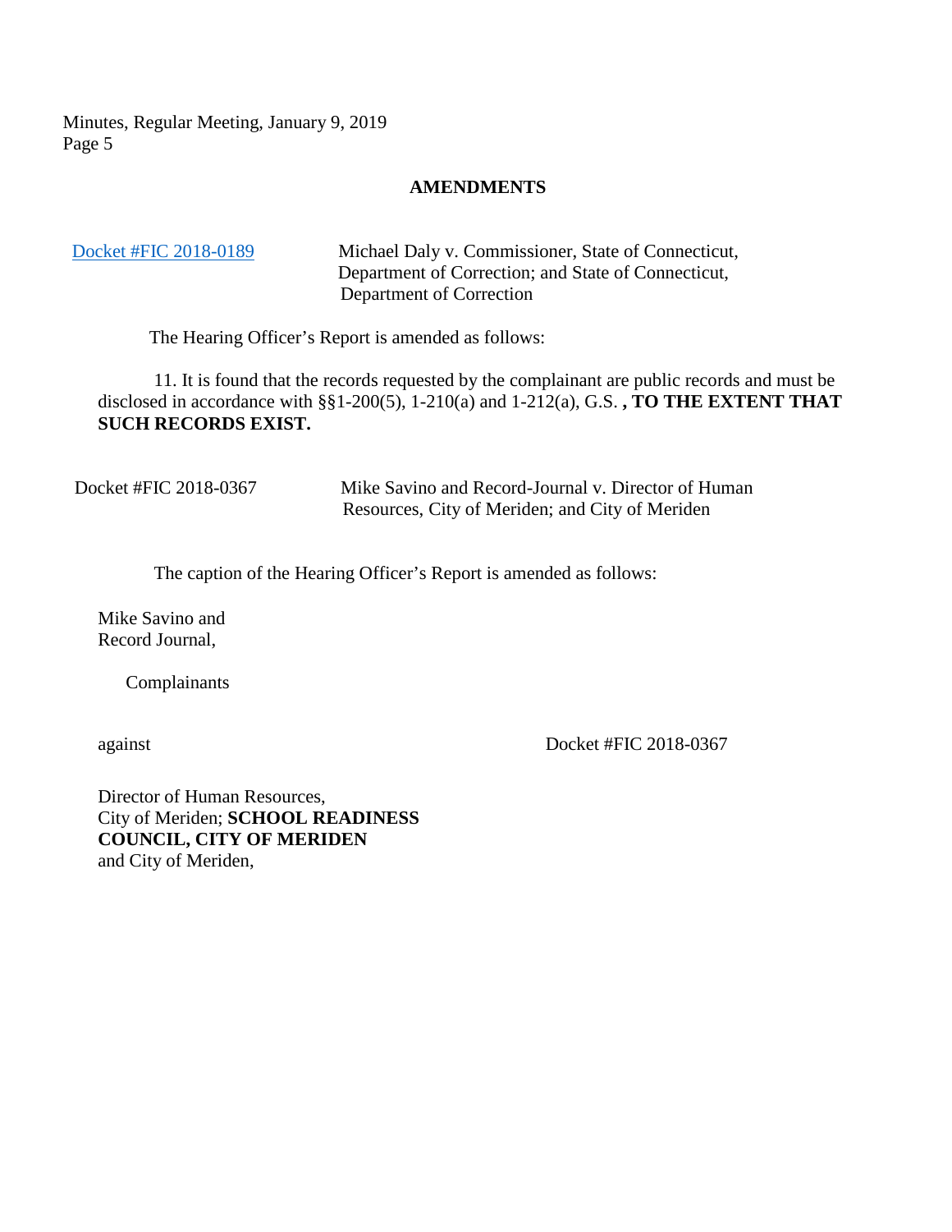## AMENDMENTS

[Docket #FIC 2018-0189] Michael Daly v. Commissioner, State of Connecticut, Department of Correction; and State of Connecticut, Department of Correction

The Hearing Officer's Report is amended as follows:

11. It is found that the records requested by the complainant are public records and must be disclosed in accordance with §§1-200(5), 1-210(a) and 1-212(a), G.S. **, TO THE EXTENT THAT SUCH RECORDS EXIST.**

Docket #FIC 2018-0367 Mike Savino and Record-Journal v. Director of Human Resources, City of Meriden; and City of Meriden

The caption of the Hearing Officer's Report is amended as follows:

Mike Savino and
Record Journal,

Complainants

against Docket #FIC 2018-0367

Director of Human Resources,
City of Meriden; **SCHOOL READINESS COUNCIL, CITY OF MERIDEN**
and City of Meriden,